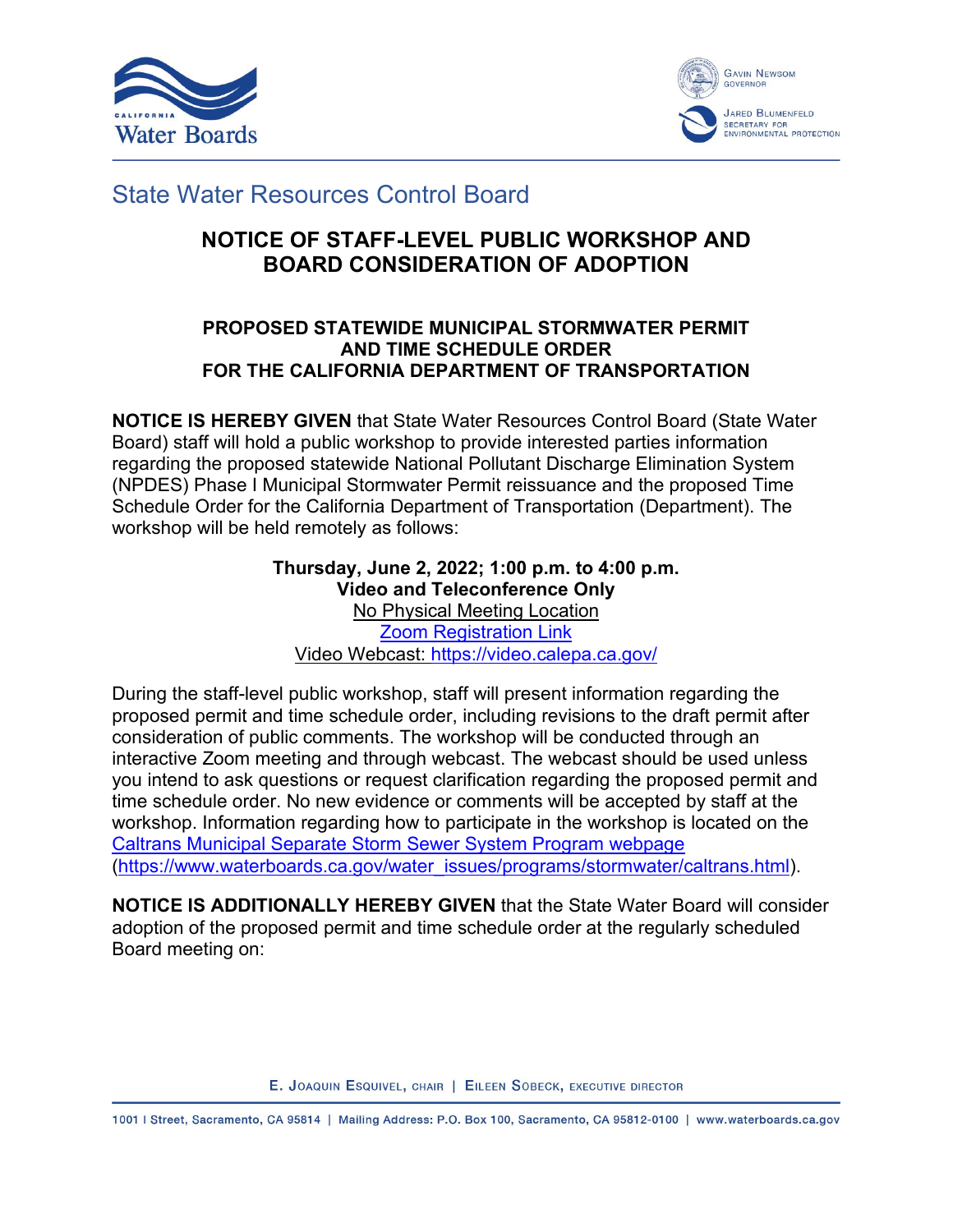State Water Resources Control Board

# NOTICE OF STAFF-LEVEL PUBLIC WORKSHOP AND BOARD CONSIDERATION OF ADOPTION

## PROPOSED STATEWIDE MUNICIPAL STORMWATER PERMIT AND TIME SCHEDULE ORDER FOR THE CALIFORNIA DEPARTMENT OF TRANSPORTATION

**NOTICE IS HEREBY GIVEN** that State Water Resources Control Board (State Water Board) staff will hold a public workshop to provide interested parties information regarding the proposed statewide National Pollutant Discharge Elimination System (NPDES) Phase I Municipal Stormwater Permit reissuance and the proposed Time Schedule Order for the California Department of Transportation (Department). The workshop will be held remotely as follows:

**Thursday, June 2, 2022; 1:00 p.m. to 4:00 p.m.**
**Video and Teleconference Only**
No Physical Meeting Location
Zoom Registration Link
Video Webcast: https://video.calepa.ca.gov/

During the staff-level public workshop, staff will present information regarding the proposed permit and time schedule order, including revisions to the draft permit after consideration of public comments. The workshop will be conducted through an interactive Zoom meeting and through webcast. The webcast should be used unless you intend to ask questions or request clarification regarding the proposed permit and time schedule order. No new evidence or comments will be accepted by staff at the workshop. Information regarding how to participate in the workshop is located on the Caltrans Municipal Separate Storm Sewer System Program webpage (https://www.waterboards.ca.gov/water_issues/programs/stormwater/caltrans.html).

**NOTICE IS ADDITIONALLY HEREBY GIVEN** that the State Water Board will consider adoption of the proposed permit and time schedule order at the regularly scheduled Board meeting on: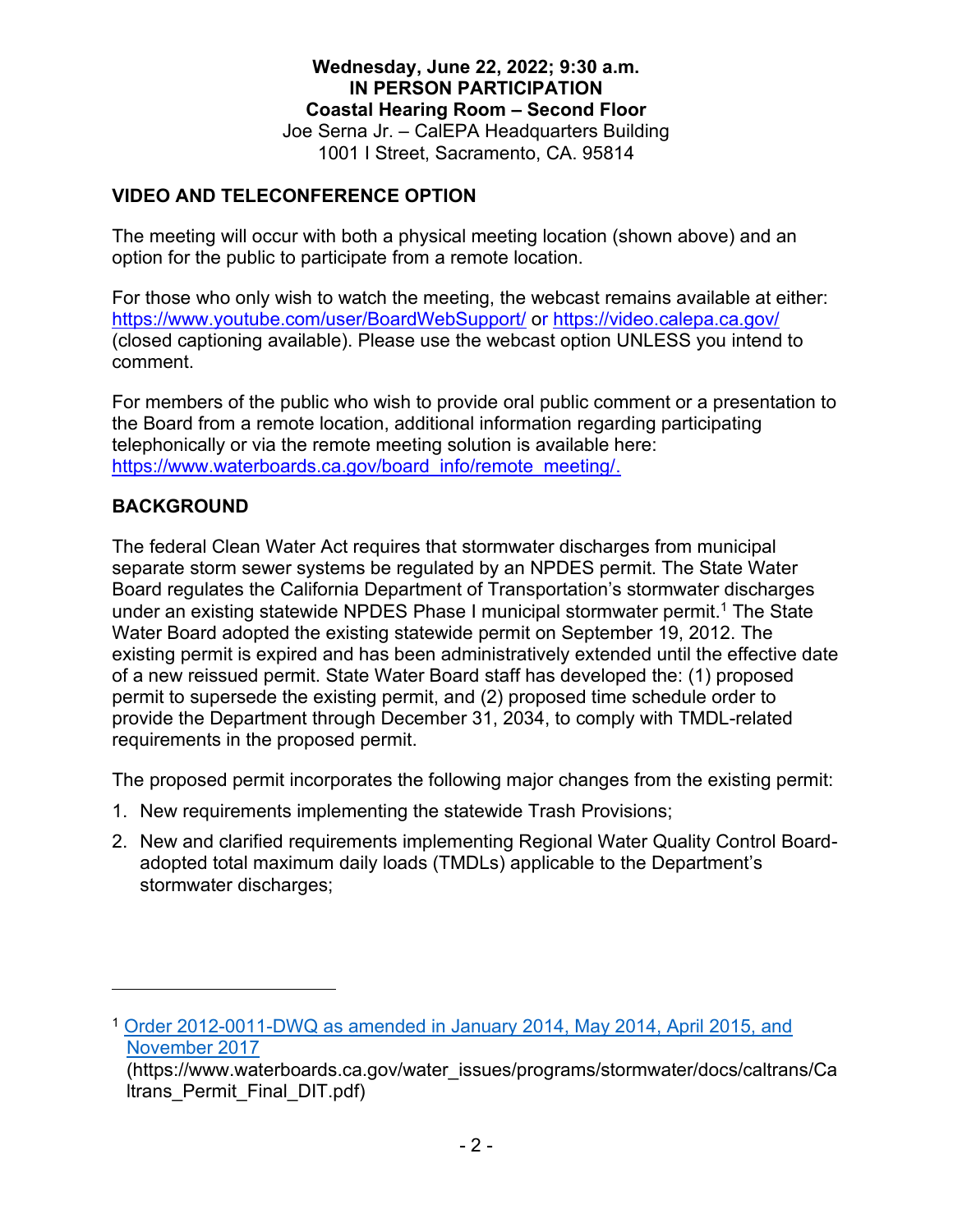**Wednesday, June 22, 2022; 9:30 a.m.**
**IN PERSON PARTICIPATION**
**Coastal Hearing Room – Second Floor**
Joe Serna Jr. – CalEPA Headquarters Building
1001 I Street, Sacramento, CA. 95814

## VIDEO AND TELECONFERENCE OPTION

The meeting will occur with both a physical meeting location (shown above) and an option for the public to participate from a remote location.

For those who only wish to watch the meeting, the webcast remains available at either: [https://www.youtube.com/user/BoardWebSupport/](https://www.youtube.com/user/BoardWebSupport/) or [https://video.calepa.ca.gov/](https://video.calepa.ca.gov/) (closed captioning available). Please use the webcast option UNLESS you intend to comment.

For members of the public who wish to provide oral public comment or a presentation to the Board from a remote location, additional information regarding participating telephonically or via the remote meeting solution is available here: [https://www.waterboards.ca.gov/board_info/remote_meeting/.](https://www.waterboards.ca.gov/board_info/remote_meeting/)

## BACKGROUND

The federal Clean Water Act requires that stormwater discharges from municipal separate storm sewer systems be regulated by an NPDES permit. The State Water Board regulates the California Department of Transportation's stormwater discharges under an existing statewide NPDES Phase I municipal stormwater permit.[1] The State Water Board adopted the existing statewide permit on September 19, 2012. The existing permit is expired and has been administratively extended until the effective date of a new reissued permit. State Water Board staff has developed the: (1) proposed permit to supersede the existing permit, and (2) proposed time schedule order to provide the Department through December 31, 2034, to comply with TMDL-related requirements in the proposed permit.

The proposed permit incorporates the following major changes from the existing permit:

1. New requirements implementing the statewide Trash Provisions;
2. New and clarified requirements implementing Regional Water Quality Control Board-adopted total maximum daily loads (TMDLs) applicable to the Department's stormwater discharges;

---

[1] [Order 2012-0011-DWQ as amended in January 2014, May 2014, April 2015, and November 2017](https://www.waterboards.ca.gov/water_issues/programs/stormwater/docs/caltrans/Caltrans_Permit_Final_DIT.pdf) (https://www.waterboards.ca.gov/water_issues/programs/stormwater/docs/caltrans/Caltrans_Permit_Final_DIT.pdf)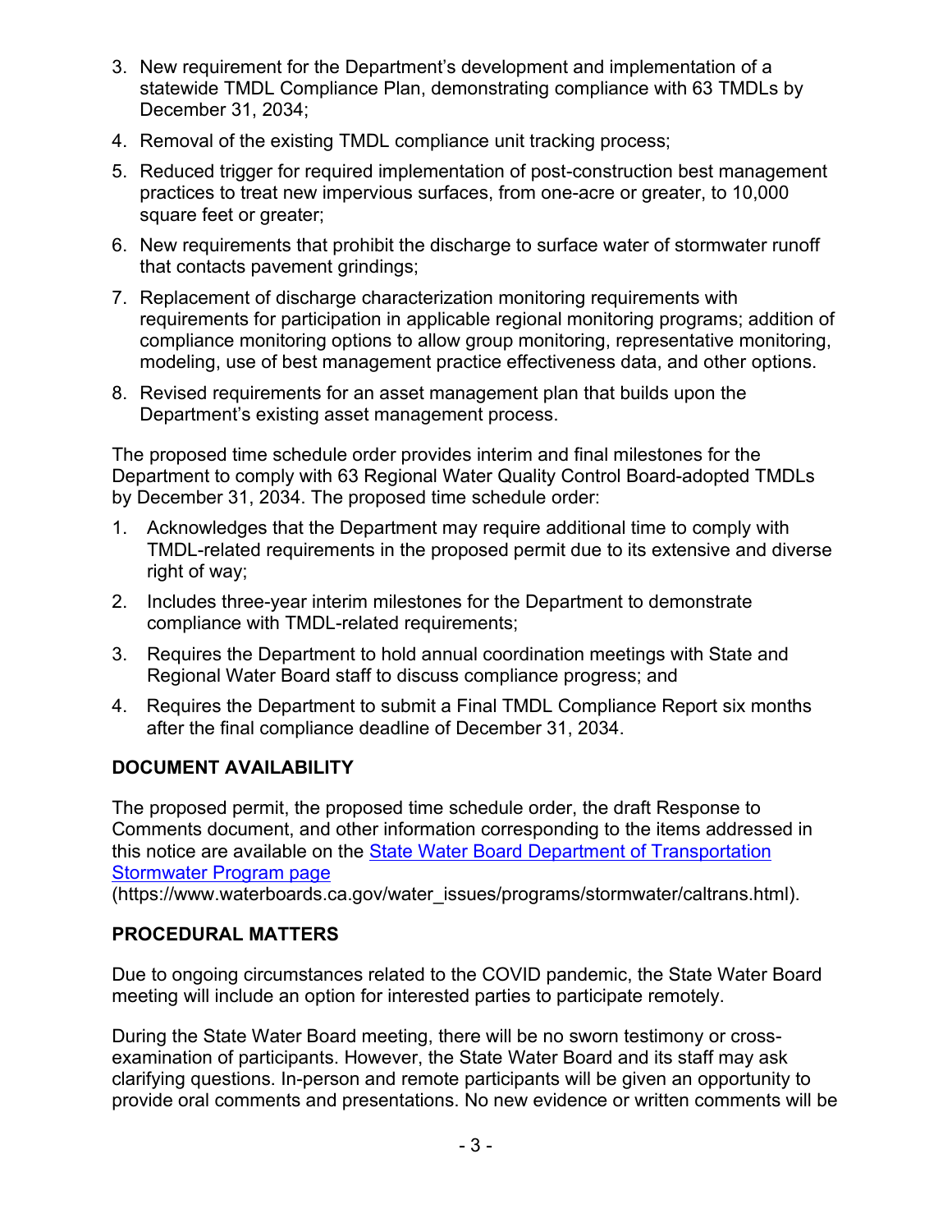3. New requirement for the Department's development and implementation of a statewide TMDL Compliance Plan, demonstrating compliance with 63 TMDLs by December 31, 2034;
4. Removal of the existing TMDL compliance unit tracking process;
5. Reduced trigger for required implementation of post-construction best management practices to treat new impervious surfaces, from one-acre or greater, to 10,000 square feet or greater;
6. New requirements that prohibit the discharge to surface water of stormwater runoff that contacts pavement grindings;
7. Replacement of discharge characterization monitoring requirements with requirements for participation in applicable regional monitoring programs; addition of compliance monitoring options to allow group monitoring, representative monitoring, modeling, use of best management practice effectiveness data, and other options.
8. Revised requirements for an asset management plan that builds upon the Department's existing asset management process.

The proposed time schedule order provides interim and final milestones for the Department to comply with 63 Regional Water Quality Control Board-adopted TMDLs by December 31, 2034. The proposed time schedule order:

1. Acknowledges that the Department may require additional time to comply with TMDL-related requirements in the proposed permit due to its extensive and diverse right of way;
2. Includes three-year interim milestones for the Department to demonstrate compliance with TMDL-related requirements;
3. Requires the Department to hold annual coordination meetings with State and Regional Water Board staff to discuss compliance progress; and
4. Requires the Department to submit a Final TMDL Compliance Report six months after the final compliance deadline of December 31, 2034.

## DOCUMENT AVAILABILITY

The proposed permit, the proposed time schedule order, the draft Response to Comments document, and other information corresponding to the items addressed in this notice are available on the [State Water Board Department of Transportation Stormwater Program page](https://www.waterboards.ca.gov/water_issues/programs/stormwater/caltrans.html) (https://www.waterboards.ca.gov/water_issues/programs/stormwater/caltrans.html).

## PROCEDURAL MATTERS

Due to ongoing circumstances related to the COVID pandemic, the State Water Board meeting will include an option for interested parties to participate remotely.

During the State Water Board meeting, there will be no sworn testimony or cross-examination of participants. However, the State Water Board and its staff may ask clarifying questions. In-person and remote participants will be given an opportunity to provide oral comments and presentations. No new evidence or written comments will be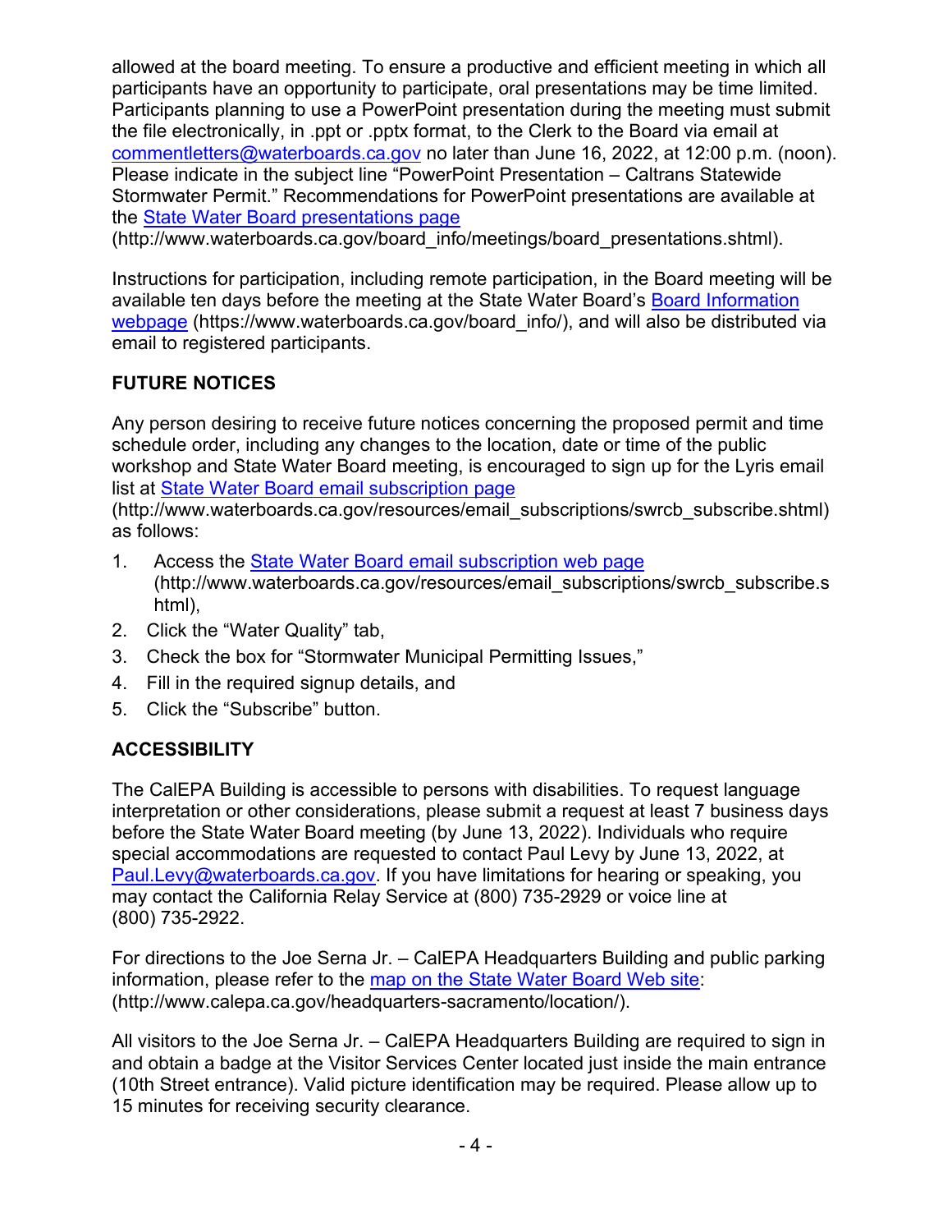allowed at the board meeting. To ensure a productive and efficient meeting in which all participants have an opportunity to participate, oral presentations may be time limited. Participants planning to use a PowerPoint presentation during the meeting must submit the file electronically, in .ppt or .pptx format, to the Clerk to the Board via email at commentletters@waterboards.ca.gov no later than June 16, 2022, at 12:00 p.m. (noon). Please indicate in the subject line "PowerPoint Presentation – Caltrans Statewide Stormwater Permit." Recommendations for PowerPoint presentations are available at the State Water Board presentations page (http://www.waterboards.ca.gov/board_info/meetings/board_presentations.shtml).

Instructions for participation, including remote participation, in the Board meeting will be available ten days before the meeting at the State Water Board's Board Information webpage (https://www.waterboards.ca.gov/board_info/), and will also be distributed via email to registered participants.

## FUTURE NOTICES

Any person desiring to receive future notices concerning the proposed permit and time schedule order, including any changes to the location, date or time of the public workshop and State Water Board meeting, is encouraged to sign up for the Lyris email list at State Water Board email subscription page (http://www.waterboards.ca.gov/resources/email_subscriptions/swrcb_subscribe.shtml) as follows:

1. Access the State Water Board email subscription web page (http://www.waterboards.ca.gov/resources/email_subscriptions/swrcb_subscribe.shtml),
2. Click the "Water Quality" tab,
3. Check the box for "Stormwater Municipal Permitting Issues,"
4. Fill in the required signup details, and
5. Click the "Subscribe" button.

## ACCESSIBILITY

The CalEPA Building is accessible to persons with disabilities. To request language interpretation or other considerations, please submit a request at least 7 business days before the State Water Board meeting (by June 13, 2022). Individuals who require special accommodations are requested to contact Paul Levy by June 13, 2022, at Paul.Levy@waterboards.ca.gov. If you have limitations for hearing or speaking, you may contact the California Relay Service at (800) 735-2929 or voice line at (800) 735-2922.

For directions to the Joe Serna Jr. – CalEPA Headquarters Building and public parking information, please refer to the map on the State Water Board Web site: (http://www.calepa.ca.gov/headquarters-sacramento/location/).

All visitors to the Joe Serna Jr. – CalEPA Headquarters Building are required to sign in and obtain a badge at the Visitor Services Center located just inside the main entrance (10th Street entrance). Valid picture identification may be required. Please allow up to 15 minutes for receiving security clearance.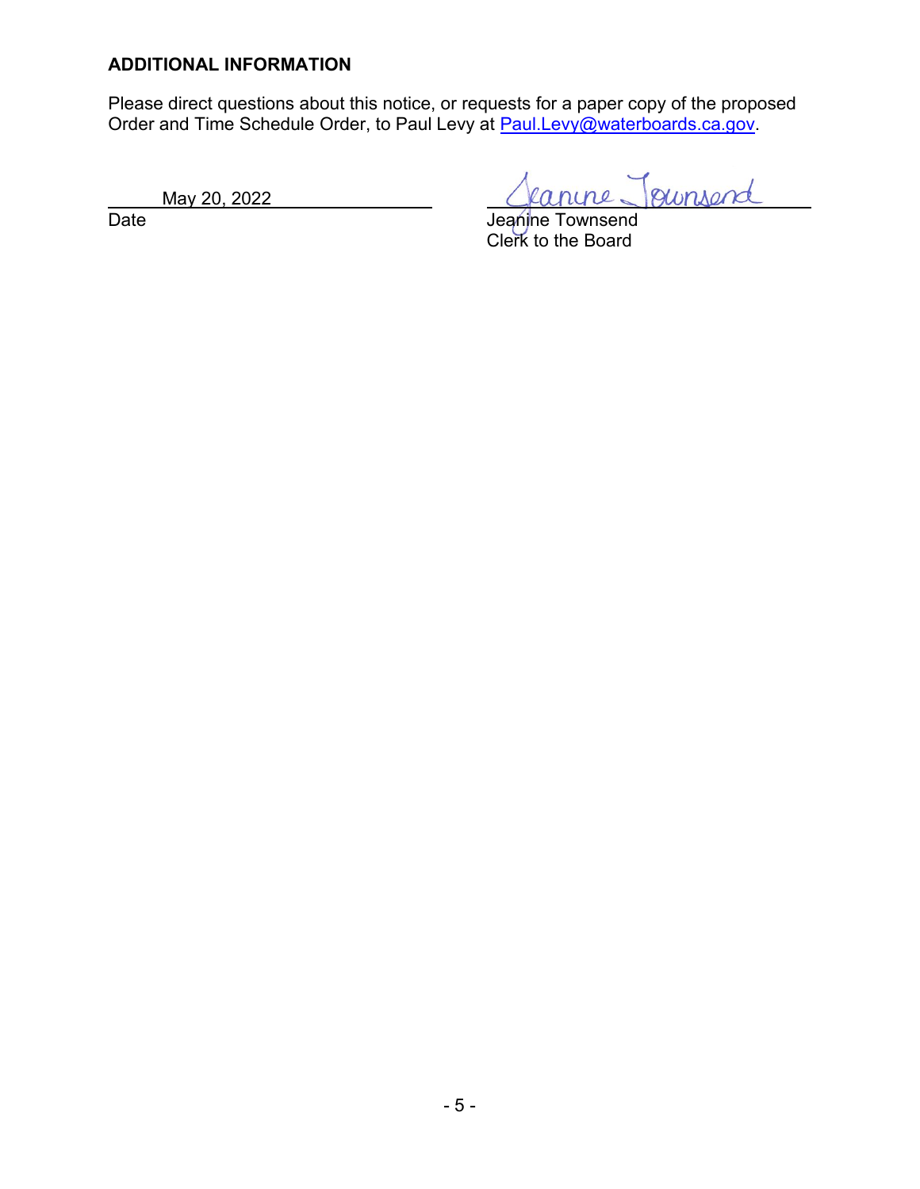## ADDITIONAL INFORMATION

Please direct questions about this notice, or requests for a paper copy of the proposed Order and Time Schedule Order, to Paul Levy at Paul.Levy@waterboards.ca.gov.

May 20, 2022
Date

Jeanine Townsend
Jeanine Townsend
Clerk to the Board